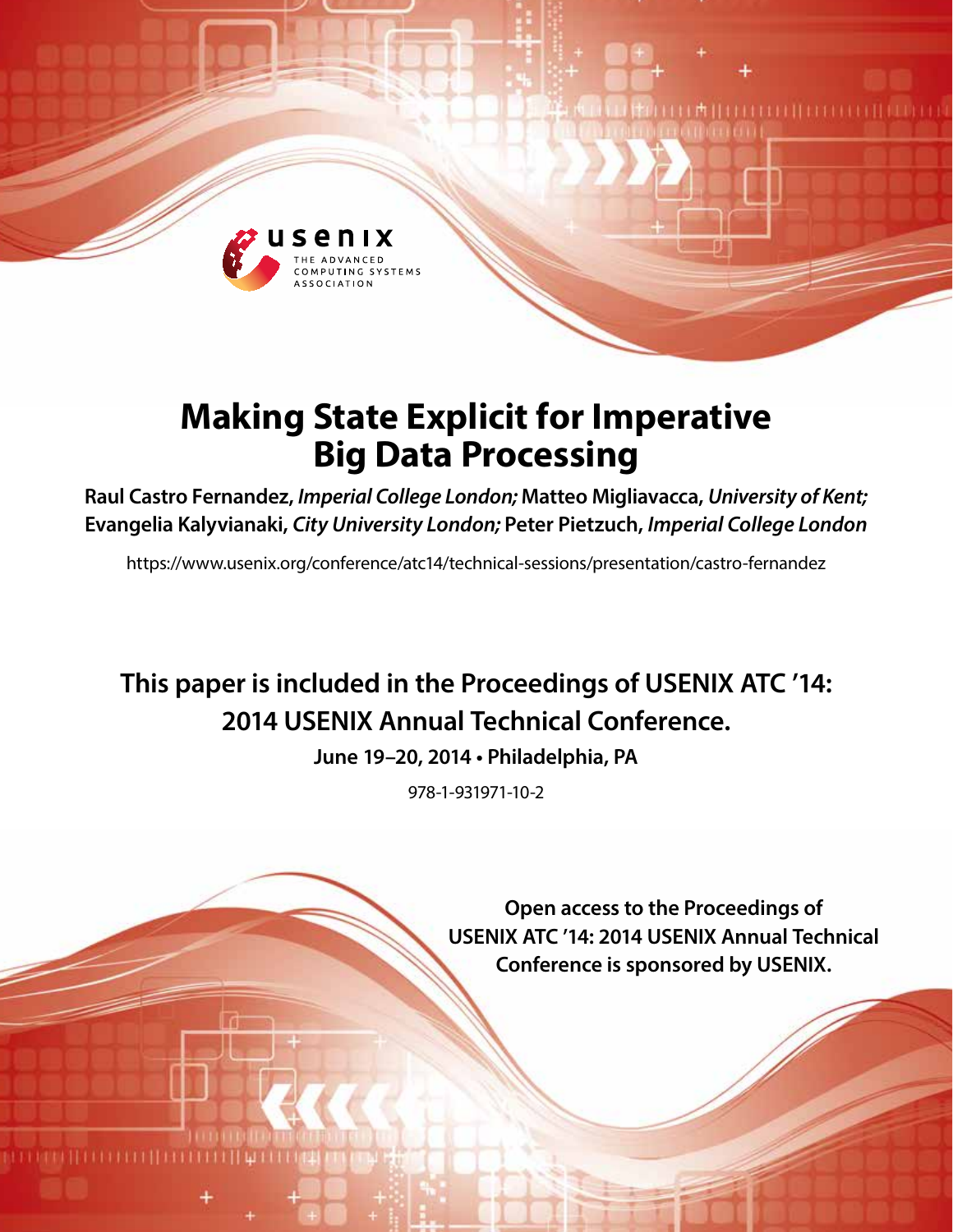# Making State Explicit for Imperative Big Data Processing

**Raul Castro Fernandez,** ***Imperial College London;*** **Matteo Migliavacca,** ***University of Kent;*** **Evangelia Kalyvianaki,** ***City University London;*** **Peter Pietzuch,** ***Imperial College London***

https://www.usenix.org/conference/atc14/technical-sessions/presentation/castro-fernandez

**This paper is included in the Proceedings of USENIX ATC '14: 2014 USENIX Annual Technical Conference.**

**June 19–20, 2014 • Philadelphia, PA**

978-1-931971-10-2

**Open access to the Proceedings of USENIX ATC '14: 2014 USENIX Annual Technical Conference is sponsored by USENIX.**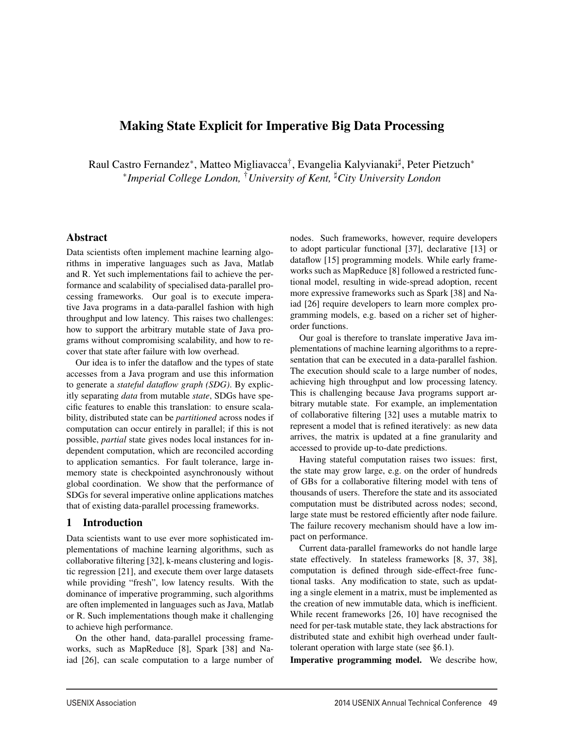# Making State Explicit for Imperative Big Data Processing

Raul Castro Fernandez[*], Matteo Migliavacca[†], Evangelia Kalyvianaki[♯], Peter Pietzuch[*]
[*]*Imperial College London,* [†]*University of Kent,* [♯]*City University London*

## Abstract

Data scientists often implement machine learning algorithms in imperative languages such as Java, Matlab and R. Yet such implementations fail to achieve the performance and scalability of specialised data-parallel processing frameworks. Our goal is to execute imperative Java programs in a data-parallel fashion with high throughput and low latency. This raises two challenges: how to support the arbitrary mutable state of Java programs without compromising scalability, and how to recover that state after failure with low overhead.

Our idea is to infer the dataflow and the types of state accesses from a Java program and use this information to generate a *stateful dataflow graph (SDG)*. By explicitly separating *data* from mutable *state*, SDGs have specific features to enable this translation: to ensure scalability, distributed state can be *partitioned* across nodes if computation can occur entirely in parallel; if this is not possible, *partial* state gives nodes local instances for independent computation, which are reconciled according to application semantics. For fault tolerance, large in-memory state is checkpointed asynchronously without global coordination. We show that the performance of SDGs for several imperative online applications matches that of existing data-parallel processing frameworks.

## 1 Introduction

Data scientists want to use ever more sophisticated implementations of machine learning algorithms, such as collaborative filtering [32], k-means clustering and logistic regression [21], and execute them over large datasets while providing "fresh", low latency results. With the dominance of imperative programming, such algorithms are often implemented in languages such as Java, Matlab or R. Such implementations though make it challenging to achieve high performance.

On the other hand, data-parallel processing frameworks, such as MapReduce [8], Spark [38] and Naiad [26], can scale computation to a large number of nodes. Such frameworks, however, require developers to adopt particular functional [37], declarative [13] or dataflow [15] programming models. While early frameworks such as MapReduce [8] followed a restricted functional model, resulting in wide-spread adoption, recent more expressive frameworks such as Spark [38] and Naiad [26] require developers to learn more complex programming models, e.g. based on a richer set of higher-order functions.

Our goal is therefore to translate imperative Java implementations of machine learning algorithms to a representation that can be executed in a data-parallel fashion. The execution should scale to a large number of nodes, achieving high throughput and low processing latency. This is challenging because Java programs support arbitrary mutable state. For example, an implementation of collaborative filtering [32] uses a mutable matrix to represent a model that is refined iteratively: as new data arrives, the matrix is updated at a fine granularity and accessed to provide up-to-date predictions.

Having stateful computation raises two issues: first, the state may grow large, e.g. on the order of hundreds of GBs for a collaborative filtering model with tens of thousands of users. Therefore the state and its associated computation must be distributed across nodes; second, large state must be restored efficiently after node failure. The failure recovery mechanism should have a low impact on performance.

Current data-parallel frameworks do not handle large state effectively. In stateless frameworks [8, 37, 38], computation is defined through side-effect-free functional tasks. Any modification to state, such as updating a single element in a matrix, must be implemented as the creation of new immutable data, which is inefficient. While recent frameworks [26, 10] have recognised the need for per-task mutable state, they lack abstractions for distributed state and exhibit high overhead under fault-tolerant operation with large state (see §6.1).

**Imperative programming model.** We describe how,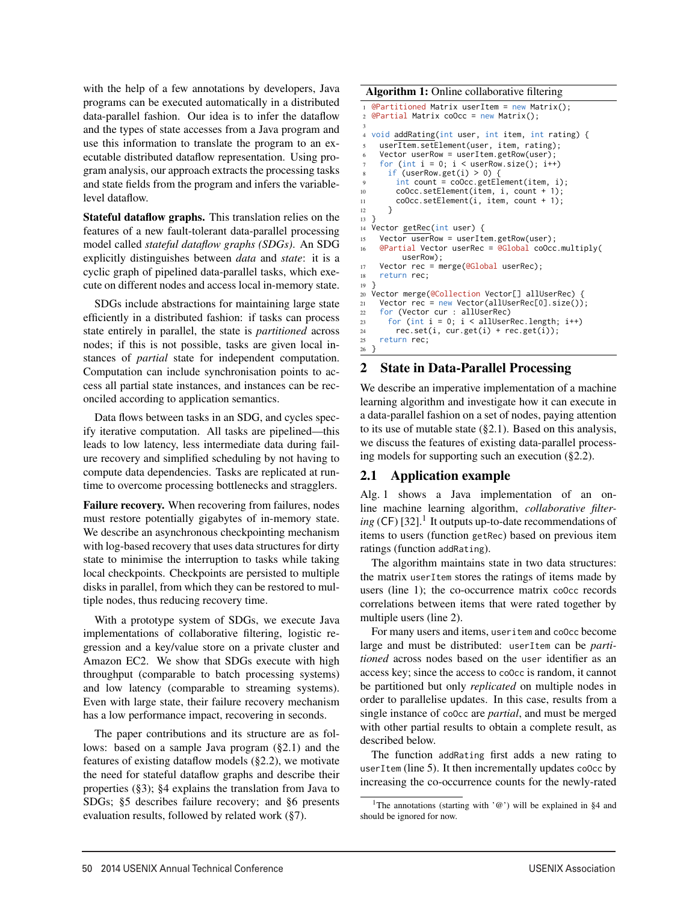with the help of a few annotations by developers, Java programs can be executed automatically in a distributed data-parallel fashion. Our idea is to infer the dataflow and the types of state accesses from a Java program and use this information to translate the program to an executable distributed dataflow representation. Using program analysis, our approach extracts the processing tasks and state fields from the program and infers the variable-level dataflow.

**Stateful dataflow graphs.** This translation relies on the features of a new fault-tolerant data-parallel processing model called *stateful dataflow graphs (SDGs)*. An SDG explicitly distinguishes between *data* and *state*: it is a cyclic graph of pipelined data-parallel tasks, which execute on different nodes and access local in-memory state.

SDGs include abstractions for maintaining large state efficiently in a distributed fashion: if tasks can process state entirely in parallel, the state is *partitioned* across nodes; if this is not possible, tasks are given local instances of *partial* state for independent computation. Computation can include synchronisation points to access all partial state instances, and instances can be reconciled according to application semantics.

Data flows between tasks in an SDG, and cycles specify iterative computation. All tasks are pipelined—this leads to low latency, less intermediate data during failure recovery and simplified scheduling by not having to compute data dependencies. Tasks are replicated at runtime to overcome processing bottlenecks and stragglers.

**Failure recovery.** When recovering from failures, nodes must restore potentially gigabytes of in-memory state. We describe an asynchronous checkpointing mechanism with log-based recovery that uses data structures for dirty state to minimise the interruption to tasks while taking local checkpoints. Checkpoints are persisted to multiple disks in parallel, from which they can be restored to multiple nodes, thus reducing recovery time.

With a prototype system of SDGs, we execute Java implementations of collaborative filtering, logistic regression and a key/value store on a private cluster and Amazon EC2. We show that SDGs execute with high throughput (comparable to batch processing systems) and low latency (comparable to streaming systems). Even with large state, their failure recovery mechanism has a low performance impact, recovering in seconds.

The paper contributions and its structure are as follows: based on a sample Java program (§2.1) and the features of existing dataflow models (§2.2), we motivate the need for stateful dataflow graphs and describe their properties (§3); §4 explains the translation from Java to SDGs; §5 describes failure recovery; and §6 presents evaluation results, followed by related work (§7).

**Algorithm 1:** Online collaborative filtering

```
1  @Partitioned Matrix userItem = new Matrix();
2  @Partial Matrix coOcc = new Matrix();
3
4  void addRating(int user, int item, int rating) {
5    userItem.setElement(user, item, rating);
6    Vector userRow = userItem.getRow(user);
7    for (int i = 0; i < userRow.size(); i++)
8      if (userRow.get(i) > 0) {
9        int count = coOcc.getElement(item, i);
10       coOcc.setElement(item, i, count + 1);
11       coOcc.setElement(i, item, count + 1);
12     }
13 }
14 Vector getRec(int user) {
15   Vector userRow = userItem.getRow(user);
16   @Partial Vector userRec = @Global coOcc.multiply(
         userRow);
17   Vector rec = merge(@Global userRec);
18   return rec;
19 }
20 Vector merge(@Collection Vector[] allUserRec) {
21   Vector rec = new Vector(allUserRec[0].size());
22   for (Vector cur : allUserRec)
23     for (int i = 0; i < allUserRec.length; i++)
24       rec.set(i, cur.get(i) + rec.get(i));
25   return rec;
26 }
```

## 2 State in Data-Parallel Processing

We describe an imperative implementation of a machine learning algorithm and investigate how it can execute in a data-parallel fashion on a set of nodes, paying attention to its use of mutable state (§2.1). Based on this analysis, we discuss the features of existing data-parallel processing models for supporting such an execution (§2.2).

### 2.1 Application example

Alg. 1 shows a Java implementation of an online machine learning algorithm, *collaborative filtering* (CF) [32].[1] It outputs up-to-date recommendations of items to users (function `getRec`) based on previous item ratings (function `addRating`).

The algorithm maintains state in two data structures: the matrix `userItem` stores the ratings of items made by users (line 1); the co-occurrence matrix `coOcc` records correlations between items that were rated together by multiple users (line 2).

For many users and items, `useritem` and `coOcc` become large and must be distributed: `userItem` can be *partitioned* across nodes based on the `user` identifier as an access key; since the access to `coOcc` is random, it cannot be partitioned but only *replicated* on multiple nodes in order to parallelise updates. In this case, results from a single instance of `coOcc` are *partial*, and must be merged with other partial results to obtain a complete result, as described below.

The function `addRating` first adds a new rating to `userItem` (line 5). It then incrementally updates `coOcc` by increasing the co-occurrence counts for the newly-rated

[1] The annotations (starting with '@') will be explained in §4 and should be ignored for now.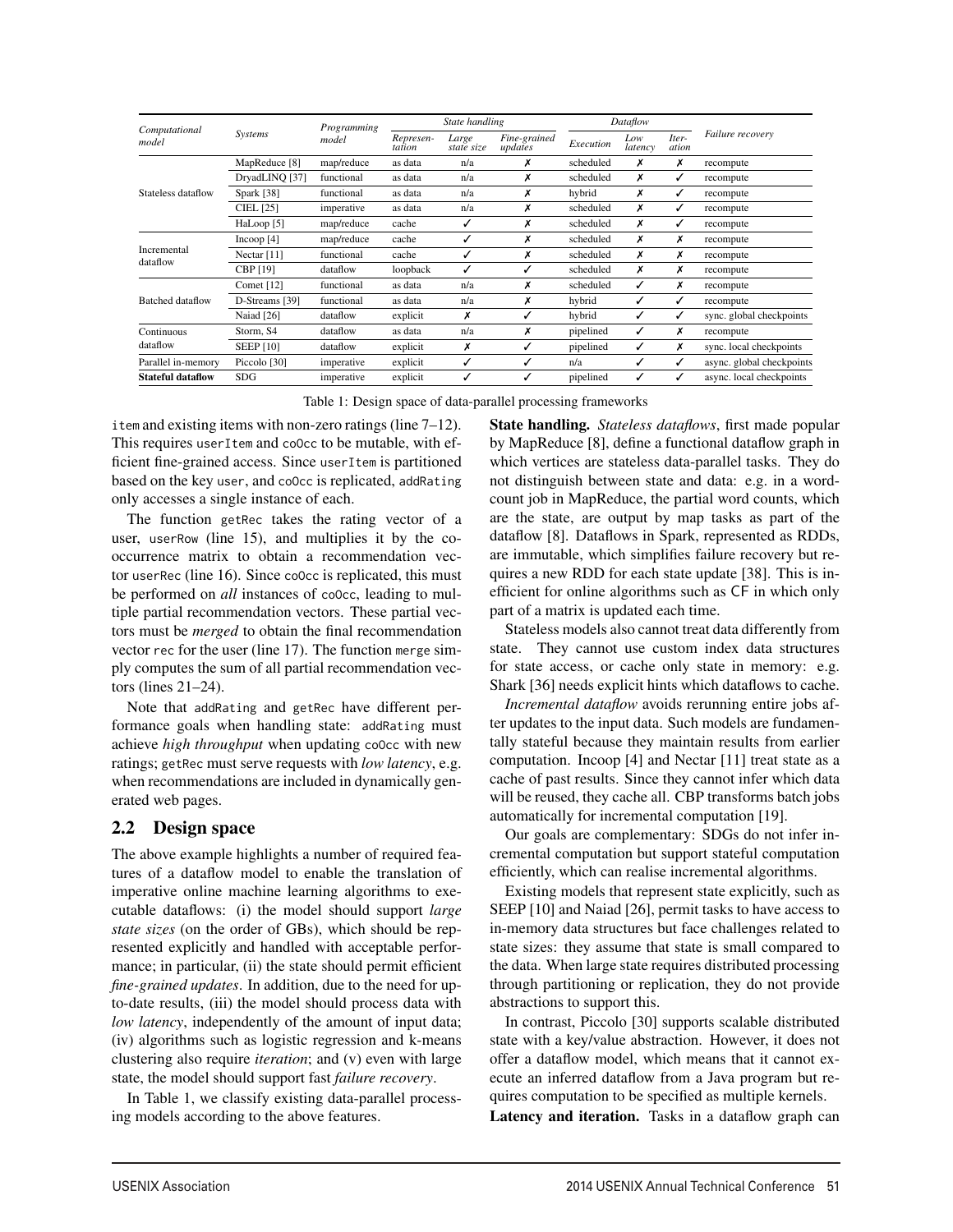| Computational model | Systems | Programming model | State handling | | | Dataflow | | | Failure recovery |
|---|---|---|---|---|---|---|---|---|---|
| | | | Represen-tation | Large state size | Fine-grained updates | Execution | Low latency | Iter-ation | |
| Stateless dataflow | MapReduce [8] | map/reduce | as data | n/a | ✗ | scheduled | ✗ | ✗ | recompute |
| | DryadLINQ [37] | functional | as data | n/a | ✗ | scheduled | ✗ | ✓ | recompute |
| | Spark [38] | functional | as data | n/a | ✗ | hybrid | ✗ | ✓ | recompute |
| | CIEL [25] | imperative | as data | n/a | ✗ | scheduled | ✗ | ✓ | recompute |
| | HaLoop [5] | map/reduce | cache | ✓ | ✗ | scheduled | ✗ | ✓ | recompute |
| Incremental dataflow | Incoop [4] | map/reduce | cache | ✓ | ✗ | scheduled | ✗ | ✗ | recompute |
| | Nectar [11] | functional | cache | ✓ | ✗ | scheduled | ✗ | ✗ | recompute |
| | CBP [19] | dataflow | loopback | ✓ | ✓ | scheduled | ✗ | ✗ | recompute |
| Batched dataflow | Comet [12] | functional | as data | n/a | ✗ | scheduled | ✓ | ✗ | recompute |
| | D-Streams [39] | functional | as data | n/a | ✗ | hybrid | ✓ | ✓ | recompute |
| | Naiad [26] | dataflow | explicit | ✗ | ✓ | hybrid | ✓ | ✓ | sync. global checkpoints |
| Continuous dataflow | Storm, S4 | dataflow | as data | n/a | ✗ | pipelined | ✓ | ✗ | recompute |
| | SEEP [10] | dataflow | explicit | ✗ | ✓ | pipelined | ✓ | ✗ | sync. local checkpoints |
| Parallel in-memory | Piccolo [30] | imperative | explicit | ✓ | ✓ | n/a | ✓ | ✓ | async. global checkpoints |
| **Stateful dataflow** | SDG | imperative | explicit | ✓ | ✓ | pipelined | ✓ | ✓ | async. local checkpoints |

Table 1: Design space of data-parallel processing frameworks

item and existing items with non-zero ratings (line 7–12). This requires userItem and coOcc to be mutable, with efficient fine-grained access. Since userItem is partitioned based on the key user, and coOcc is replicated, addRating only accesses a single instance of each.

The function getRec takes the rating vector of a user, userRow (line 15), and multiplies it by the co-occurrence matrix to obtain a recommendation vector userRec (line 16). Since coOcc is replicated, this must be performed on *all* instances of coOcc, leading to multiple partial recommendation vectors. These partial vectors must be *merged* to obtain the final recommendation vector rec for the user (line 17). The function merge simply computes the sum of all partial recommendation vectors (lines 21–24).

Note that addRating and getRec have different performance goals when handling state: addRating must achieve *high throughput* when updating coOcc with new ratings; getRec must serve requests with *low latency*, e.g. when recommendations are included in dynamically generated web pages.

## 2.2 Design space

The above example highlights a number of required features of a dataflow model to enable the translation of imperative online machine learning algorithms to executable dataflows: (i) the model should support *large state sizes* (on the order of GBs), which should be represented explicitly and handled with acceptable performance; in particular, (ii) the state should permit efficient *fine-grained updates*. In addition, due to the need for up-to-date results, (iii) the model should process data with *low latency*, independently of the amount of input data; (iv) algorithms such as logistic regression and k-means clustering also require *iteration*; and (v) even with large state, the model should support fast *failure recovery*.

In Table 1, we classify existing data-parallel processing models according to the above features.

**State handling.** *Stateless dataflows*, first made popular by MapReduce [8], define a functional dataflow graph in which vertices are stateless data-parallel tasks. They do not distinguish between state and data: e.g. in a word-count job in MapReduce, the partial word counts, which are the state, are output by map tasks as part of the dataflow [8]. Dataflows in Spark, represented as RDDs, are immutable, which simplifies failure recovery but requires a new RDD for each state update [38]. This is inefficient for online algorithms such as CF in which only part of a matrix is updated each time.

Stateless models also cannot treat data differently from state. They cannot use custom index data structures for state access, or cache only state in memory: e.g. Shark [36] needs explicit hints which dataflows to cache.

*Incremental dataflow* avoids rerunning entire jobs after updates to the input data. Such models are fundamentally stateful because they maintain results from earlier computation. Incoop [4] and Nectar [11] treat state as a cache of past results. Since they cannot infer which data will be reused, they cache all. CBP transforms batch jobs automatically for incremental computation [19].

Our goals are complementary: SDGs do not infer incremental computation but support stateful computation efficiently, which can realise incremental algorithms.

Existing models that represent state explicitly, such as SEEP [10] and Naiad [26], permit tasks to have access to in-memory data structures but face challenges related to state sizes: they assume that state is small compared to the data. When large state requires distributed processing through partitioning or replication, they do not provide abstractions to support this.

In contrast, Piccolo [30] supports scalable distributed state with a key/value abstraction. However, it does not offer a dataflow model, which means that it cannot execute an inferred dataflow from a Java program but requires computation to be specified as multiple kernels.

**Latency and iteration.** Tasks in a dataflow graph can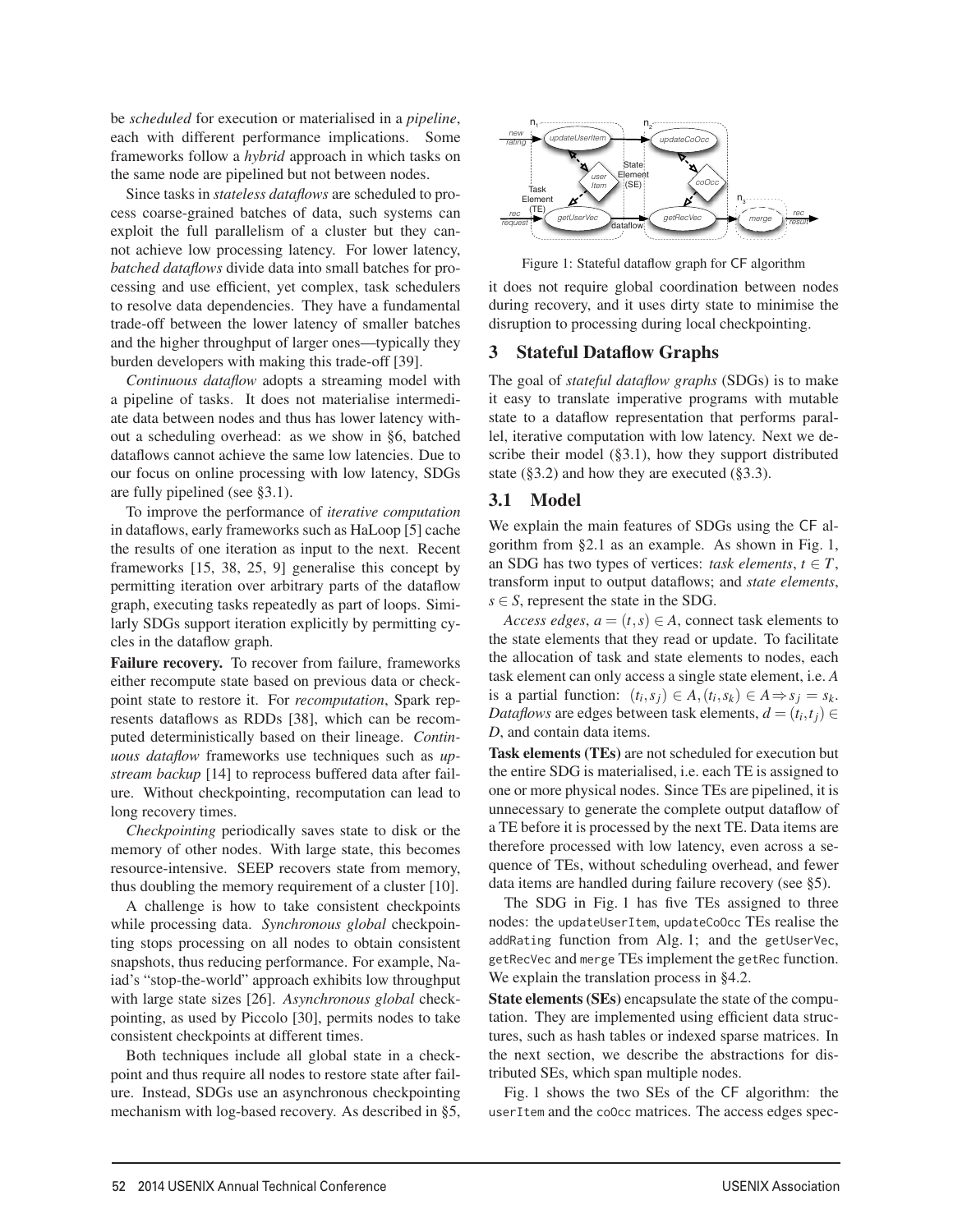be *scheduled* for execution or materialised in a *pipeline*, each with different performance implications. Some frameworks follow a *hybrid* approach in which tasks on the same node are pipelined but not between nodes.

Since tasks in *stateless dataflows* are scheduled to process coarse-grained batches of data, such systems can exploit the full parallelism of a cluster but they cannot achieve low processing latency. For lower latency, *batched dataflows* divide data into small batches for processing and use efficient, yet complex, task schedulers to resolve data dependencies. They have a fundamental trade-off between the lower latency of smaller batches and the higher throughput of larger ones—typically they burden developers with making this trade-off [39].

*Continuous dataflow* adopts a streaming model with a pipeline of tasks. It does not materialise intermediate data between nodes and thus has lower latency without a scheduling overhead: as we show in §6, batched dataflows cannot achieve the same low latencies. Due to our focus on online processing with low latency, SDGs are fully pipelined (see §3.1).

To improve the performance of *iterative computation* in dataflows, early frameworks such as HaLoop [5] cache the results of one iteration as input to the next. Recent frameworks [15, 38, 25, 9] generalise this concept by permitting iteration over arbitrary parts of the dataflow graph, executing tasks repeatedly as part of loops. Similarly SDGs support iteration explicitly by permitting cycles in the dataflow graph.

**Failure recovery.** To recover from failure, frameworks either recompute state based on previous data or checkpoint state to restore it. For *recomputation*, Spark represents dataflows as RDDs [38], which can be recomputed deterministically based on their lineage. *Continuous dataflow* frameworks use techniques such as *upstream backup* [14] to reprocess buffered data after failure. Without checkpointing, recomputation can lead to long recovery times.

*Checkpointing* periodically saves state to disk or the memory of other nodes. With large state, this becomes resource-intensive. SEEP recovers state from memory, thus doubling the memory requirement of a cluster [10].

A challenge is how to take consistent checkpoints while processing data. *Synchronous global* checkpointing stops processing on all nodes to obtain consistent snapshots, thus reducing performance. For example, Naiad's "stop-the-world" approach exhibits low throughput with large state sizes [26]. *Asynchronous global* checkpointing, as used by Piccolo [30], permits nodes to take consistent checkpoints at different times.

Both techniques include all global state in a checkpoint and thus require all nodes to restore state after failure. Instead, SDGs use an asynchronous checkpointing mechanism with log-based recovery. As described in §5, it does not require global coordination between nodes during recovery, and it uses dirty state to minimise the disruption to processing during local checkpointing.

Figure 1: Stateful dataflow graph for CF algorithm

## 3 Stateful Dataflow Graphs

The goal of *stateful dataflow graphs* (SDGs) is to make it easy to translate imperative programs with mutable state to a dataflow representation that performs parallel, iterative computation with low latency. Next we describe their model (§3.1), how they support distributed state (§3.2) and how they are executed (§3.3).

### 3.1 Model

We explain the main features of SDGs using the CF algorithm from §2.1 as an example. As shown in Fig. 1, an SDG has two types of vertices: *task elements*, $t \in T$, transform input to output dataflows; and *state elements*, $s \in S$, represent the state in the SDG.

*Access edges*, $a = (t, s) \in A$, connect task elements to the state elements that they read or update. To facilitate the allocation of task and state elements to nodes, each task element can only access a single state element, i.e. $A$ is a partial function: $(t_i, s_j) \in A, (t_i, s_k) \in A \Rightarrow s_j = s_k$. *Dataflows* are edges between task elements, $d = (t_i, t_j) \in D$, and contain data items.

**Task elements (TEs)** are not scheduled for execution but the entire SDG is materialised, i.e. each TE is assigned to one or more physical nodes. Since TEs are pipelined, it is unnecessary to generate the complete output dataflow of a TE before it is processed by the next TE. Data items are therefore processed with low latency, even across a sequence of TEs, without scheduling overhead, and fewer data items are handled during failure recovery (see §5).

The SDG in Fig. 1 has five TEs assigned to three nodes: the `updateUserItem`, `updateCoOcc` TEs realise the `addRating` function from Alg. 1; and the `getUserVec`, `getRecVec` and `merge` TEs implement the `getRec` function. We explain the translation process in §4.2.

**State elements (SEs)** encapsulate the state of the computation. They are implemented using efficient data structures, such as hash tables or indexed sparse matrices. In the next section, we describe the abstractions for distributed SEs, which span multiple nodes.

Fig. 1 shows the two SEs of the CF algorithm: the `userItem` and the `coOcc` matrices. The access edges spec-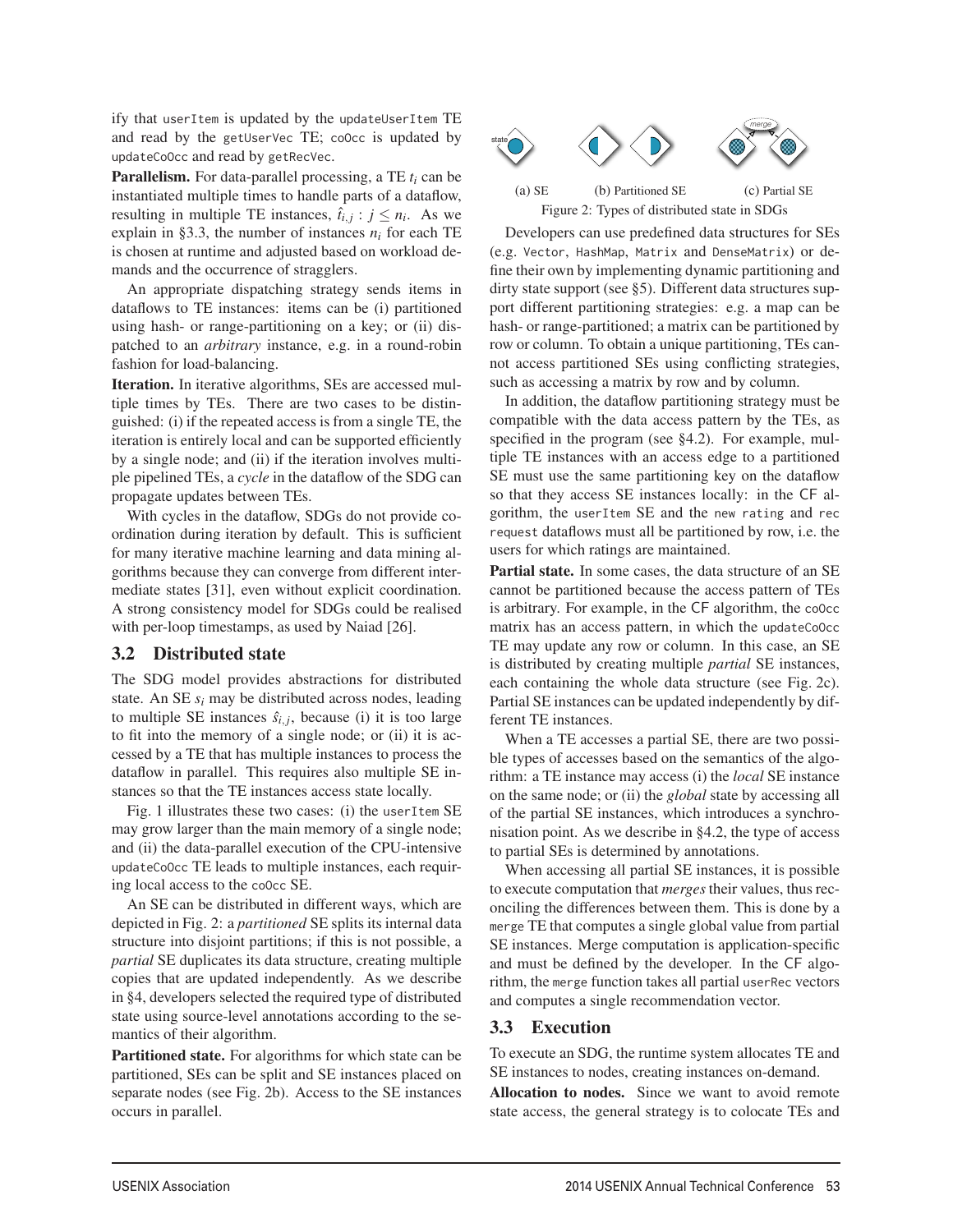ify that `userItem` is updated by the `updateUserItem` TE and read by the `getUserVec` TE; `coOcc` is updated by `updateCoOcc` and read by `getRecVec`.

**Parallelism.** For data-parallel processing, a TE $t_i$ can be instantiated multiple times to handle parts of a dataflow, resulting in multiple TE instances, $\hat{t}_{i,j} : j \leq n_i$. As we explain in §3.3, the number of instances $n_i$ for each TE is chosen at runtime and adjusted based on workload demands and the occurrence of stragglers.

An appropriate dispatching strategy sends items in dataflows to TE instances: items can be (i) partitioned using hash- or range-partitioning on a key; or (ii) dispatched to an *arbitrary* instance, e.g. in a round-robin fashion for load-balancing.

**Iteration.** In iterative algorithms, SEs are accessed multiple times by TEs. There are two cases to be distinguished: (i) if the repeated access is from a single TE, the iteration is entirely local and can be supported efficiently by a single node; and (ii) if the iteration involves multiple pipelined TEs, a *cycle* in the dataflow of the SDG can propagate updates between TEs.

With cycles in the dataflow, SDGs do not provide coordination during iteration by default. This is sufficient for many iterative machine learning and data mining algorithms because they can converge from different intermediate states [31], even without explicit coordination. A strong consistency model for SDGs could be realised with per-loop timestamps, as used by Naiad [26].

## 3.2 Distributed state

The SDG model provides abstractions for distributed state. An SE $s_i$ may be distributed across nodes, leading to multiple SE instances $\hat{s}_{i,j}$, because (i) it is too large to fit into the memory of a single node; or (ii) it is accessed by a TE that has multiple instances to process the dataflow in parallel. This requires also multiple SE instances so that the TE instances access state locally.

Fig. 1 illustrates these two cases: (i) the `userItem` SE may grow larger than the main memory of a single node; and (ii) the data-parallel execution of the CPU-intensive `updateCoOcc` TE leads to multiple instances, each requiring local access to the `coOcc` SE.

An SE can be distributed in different ways, which are depicted in Fig. 2: a *partitioned* SE splits its internal data structure into disjoint partitions; if this is not possible, a *partial* SE duplicates its data structure, creating multiple copies that are updated independently. As we describe in §4, developers selected the required type of distributed state using source-level annotations according to the semantics of their algorithm.

**Partitioned state.** For algorithms for which state can be partitioned, SEs can be split and SE instances placed on separate nodes (see Fig. 2b). Access to the SE instances occurs in parallel.

(a) SE (b) Partitioned SE (c) Partial SE

Figure 2: Types of distributed state in SDGs

Developers can use predefined data structures for SEs (e.g. `Vector`, `HashMap`, `Matrix` and `DenseMatrix`) or define their own by implementing dynamic partitioning and dirty state support (see §5). Different data structures support different partitioning strategies: e.g. a map can be hash- or range-partitioned; a matrix can be partitioned by row or column. To obtain a unique partitioning, TEs cannot access partitioned SEs using conflicting strategies, such as accessing a matrix by row and by column.

In addition, the dataflow partitioning strategy must be compatible with the data access pattern by the TEs, as specified in the program (see §4.2). For example, multiple TE instances with an access edge to a partitioned SE must use the same partitioning key on the dataflow so that they access SE instances locally: in the CF algorithm, the `userItem` SE and the `new rating` and `rec request` dataflows must all be partitioned by row, i.e. the users for which ratings are maintained.

**Partial state.** In some cases, the data structure of an SE cannot be partitioned because the access pattern of TEs is arbitrary. For example, in the CF algorithm, the `coOcc` matrix has an access pattern, in which the `updateCoOcc` TE may update any row or column. In this case, an SE is distributed by creating multiple *partial* SE instances, each containing the whole data structure (see Fig. 2c). Partial SE instances can be updated independently by different TE instances.

When a TE accesses a partial SE, there are two possible types of accesses based on the semantics of the algorithm: a TE instance may access (i) the *local* SE instance on the same node; or (ii) the *global* state by accessing all of the partial SE instances, which introduces a synchronisation point. As we describe in §4.2, the type of access to partial SEs is determined by annotations.

When accessing all partial SE instances, it is possible to execute computation that *merges* their values, thus reconciling the differences between them. This is done by a `merge` TE that computes a single global value from partial SE instances. Merge computation is application-specific and must be defined by the developer. In the CF algorithm, the `merge` function takes all partial `userRec` vectors and computes a single recommendation vector.

## 3.3 Execution

To execute an SDG, the runtime system allocates TE and SE instances to nodes, creating instances on-demand.

**Allocation to nodes.** Since we want to avoid remote state access, the general strategy is to colocate TEs and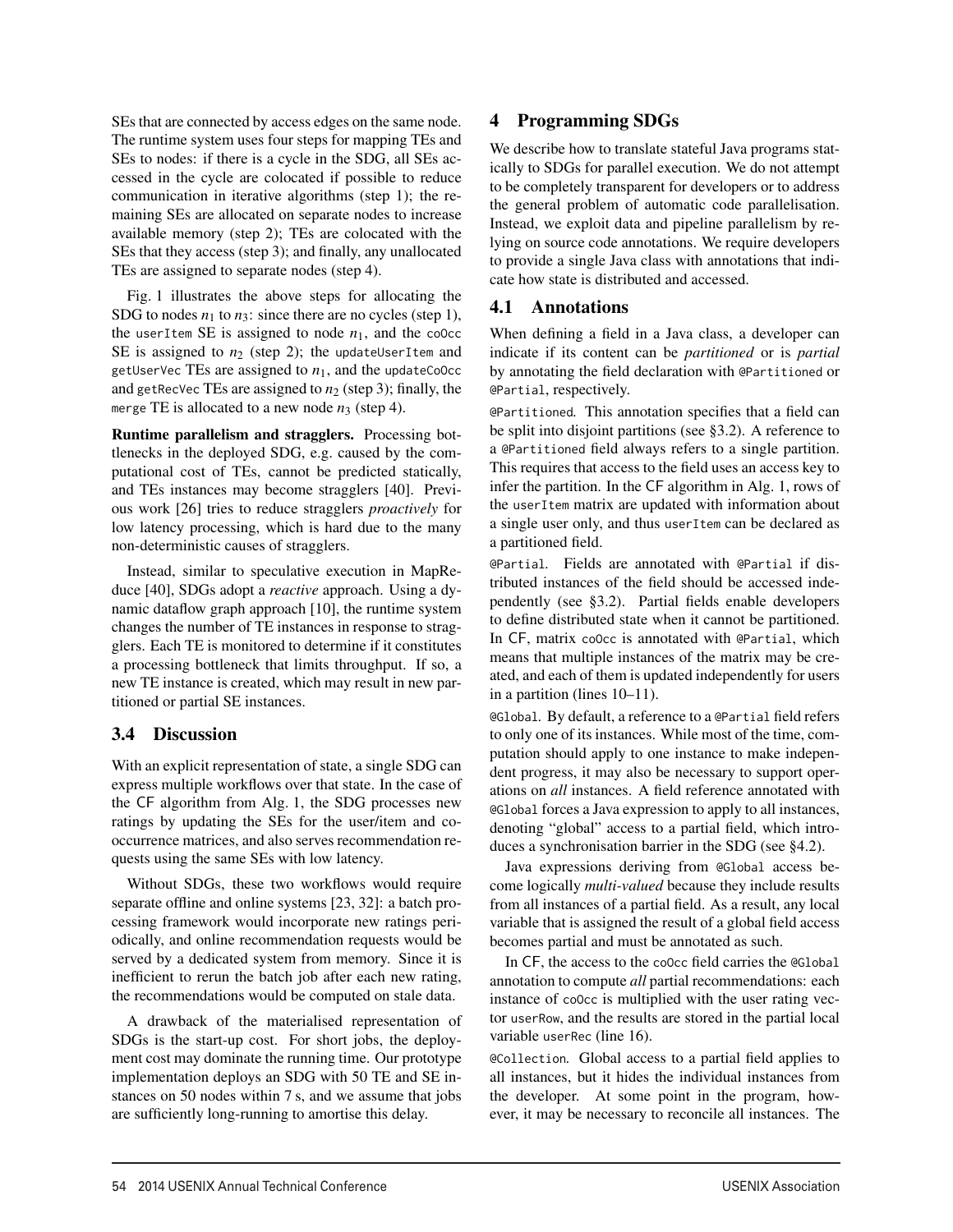SEs that are connected by access edges on the same node. The runtime system uses four steps for mapping TEs and SEs to nodes: if there is a cycle in the SDG, all SEs accessed in the cycle are colocated if possible to reduce communication in iterative algorithms (step 1); the remaining SEs are allocated on separate nodes to increase available memory (step 2); TEs are colocated with the SEs that they access (step 3); and finally, any unallocated TEs are assigned to separate nodes (step 4).

Fig. 1 illustrates the above steps for allocating the SDG to nodes $n_1$ to $n_3$: since there are no cycles (step 1), the `userItem` SE is assigned to node $n_1$, and the `coOcc` SE is assigned to $n_2$ (step 2); the `updateUserItem` and `getUserVec` TEs are assigned to $n_1$, and the `updateCoOcc` and `getRecVec` TEs are assigned to $n_2$ (step 3); finally, the `merge` TE is allocated to a new node $n_3$ (step 4).

**Runtime parallelism and stragglers.** Processing bottlenecks in the deployed SDG, e.g. caused by the computational cost of TEs, cannot be predicted statically, and TEs instances may become stragglers [40]. Previous work [26] tries to reduce stragglers *proactively* for low latency processing, which is hard due to the many non-deterministic causes of stragglers.

Instead, similar to speculative execution in MapReduce [40], SDGs adopt a *reactive* approach. Using a dynamic dataflow graph approach [10], the runtime system changes the number of TE instances in response to stragglers. Each TE is monitored to determine if it constitutes a processing bottleneck that limits throughput. If so, a new TE instance is created, which may result in new partitioned or partial SE instances.

## 3.4 Discussion

With an explicit representation of state, a single SDG can express multiple workflows over that state. In the case of the CF algorithm from Alg. 1, the SDG processes new ratings by updating the SEs for the user/item and co-occurrence matrices, and also serves recommendation requests using the same SEs with low latency.

Without SDGs, these two workflows would require separate offline and online systems [23, 32]: a batch processing framework would incorporate new ratings periodically, and online recommendation requests would be served by a dedicated system from memory. Since it is inefficient to rerun the batch job after each new rating, the recommendations would be computed on stale data.

A drawback of the materialised representation of SDGs is the start-up cost. For short jobs, the deployment cost may dominate the running time. Our prototype implementation deploys an SDG with 50 TE and SE instances on 50 nodes within 7 s, and we assume that jobs are sufficiently long-running to amortise this delay.

# 4 Programming SDGs

We describe how to translate stateful Java programs statically to SDGs for parallel execution. We do not attempt to be completely transparent for developers or to address the general problem of automatic code parallelisation. Instead, we exploit data and pipeline parallelism by relying on source code annotations. We require developers to provide a single Java class with annotations that indicate how state is distributed and accessed.

## 4.1 Annotations

When defining a field in a Java class, a developer can indicate if its content can be *partitioned* or is *partial* by annotating the field declaration with `@Partitioned` or `@Partial`, respectively.

`@Partitioned`. This annotation specifies that a field can be split into disjoint partitions (see §3.2). A reference to a `@Partitioned` field always refers to a single partition. This requires that access to the field uses an access key to infer the partition. In the CF algorithm in Alg. 1, rows of the `userItem` matrix are updated with information about a single user only, and thus `userItem` can be declared as a partitioned field.

`@Partial`. Fields are annotated with `@Partial` if distributed instances of the field should be accessed independently (see §3.2). Partial fields enable developers to define distributed state when it cannot be partitioned. In CF, matrix `coOcc` is annotated with `@Partial`, which means that multiple instances of the matrix may be created, and each of them is updated independently for users in a partition (lines 10–11).

`@Global`. By default, a reference to a `@Partial` field refers to only one of its instances. While most of the time, computation should apply to one instance to make independent progress, it may also be necessary to support operations on *all* instances. A field reference annotated with `@Global` forces a Java expression to apply to all instances, denoting "global" access to a partial field, which introduces a synchronisation barrier in the SDG (see §4.2).

Java expressions deriving from `@Global` access become logically *multi-valued* because they include results from all instances of a partial field. As a result, any local variable that is assigned the result of a global field access becomes partial and must be annotated as such.

In CF, the access to the `coOcc` field carries the `@Global` annotation to compute *all* partial recommendations: each instance of `coOcc` is multiplied with the user rating vector `userRow`, and the results are stored in the partial local variable `userRec` (line 16).

`@Collection`. Global access to a partial field applies to all instances, but it hides the individual instances from the developer. At some point in the program, however, it may be necessary to reconcile all instances. The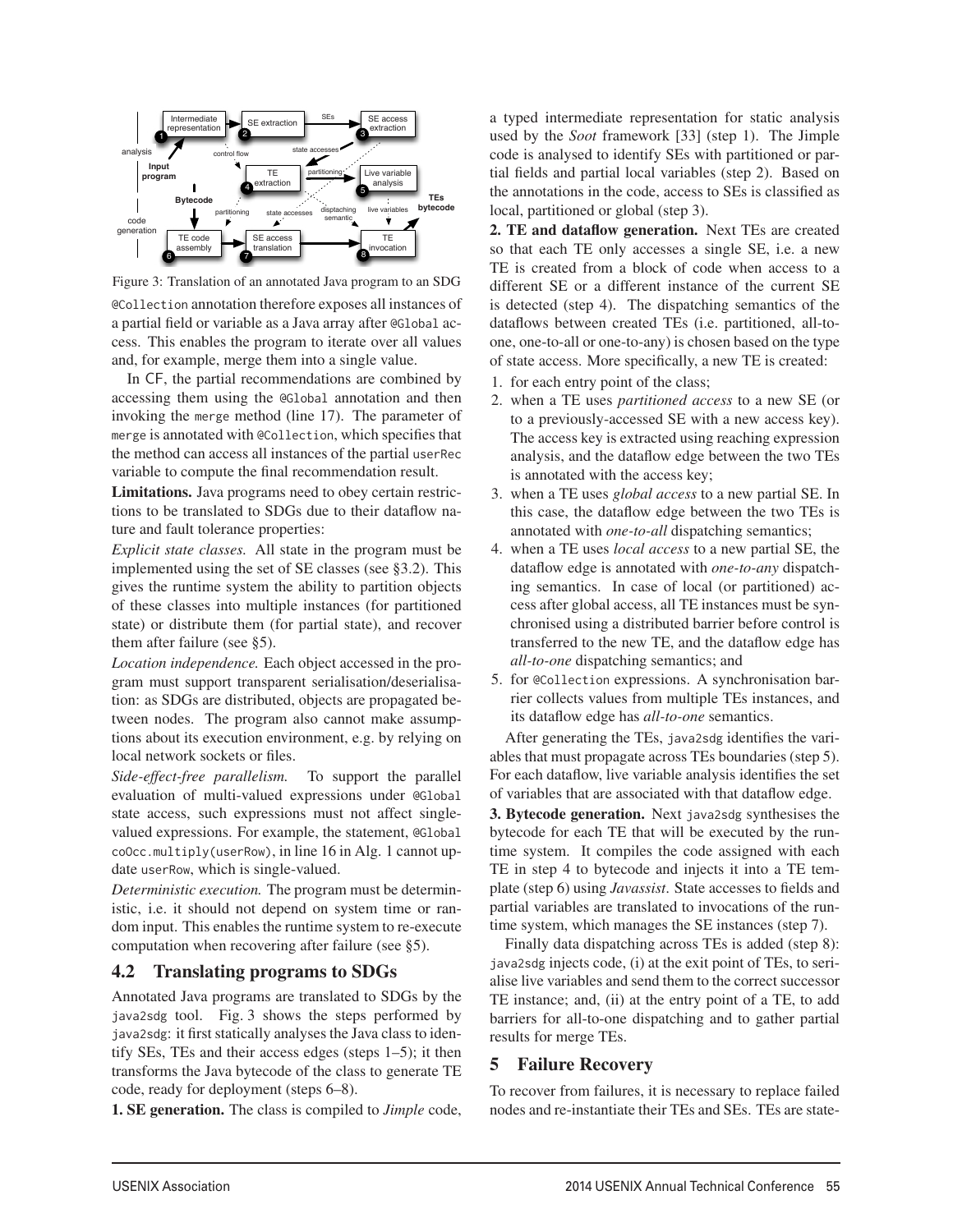Figure 3: Translation of an annotated Java program to an SDG

`@Collection` annotation therefore exposes all instances of a partial field or variable as a Java array after `@Global` access. This enables the program to iterate over all values and, for example, merge them into a single value.

In CF, the partial recommendations are combined by accessing them using the `@Global` annotation and then invoking the `merge` method (line 17). The parameter of `merge` is annotated with `@Collection`, which specifies that the method can access all instances of the partial `userRec` variable to compute the final recommendation result.

**Limitations.** Java programs need to obey certain restrictions to be translated to SDGs due to their dataflow nature and fault tolerance properties:

*Explicit state classes.* All state in the program must be implemented using the set of SE classes (see §3.2). This gives the runtime system the ability to partition objects of these classes into multiple instances (for partitioned state) or distribute them (for partial state), and recover them after failure (see §5).

*Location independence.* Each object accessed in the program must support transparent serialisation/deserialisation: as SDGs are distributed, objects are propagated between nodes. The program also cannot make assumptions about its execution environment, e.g. by relying on local network sockets or files.

*Side-effect-free parallelism.* To support the parallel evaluation of multi-valued expressions under `@Global` state access, such expressions must not affect single-valued expressions. For example, the statement, `@Global coOcc.multiply(userRow)`, in line 16 in Alg. 1 cannot update `userRow`, which is single-valued.

*Deterministic execution.* The program must be deterministic, i.e. it should not depend on system time or random input. This enables the runtime system to re-execute computation when recovering after failure (see §5).

## 4.2 Translating programs to SDGs

Annotated Java programs are translated to SDGs by the `java2sdg` tool. Fig. 3 shows the steps performed by `java2sdg`: it first statically analyses the Java class to identify SEs, TEs and their access edges (steps 1–5); it then transforms the Java bytecode of the class to generate TE code, ready for deployment (steps 6–8).

**1. SE generation.** The class is compiled to *Jimple* code, a typed intermediate representation for static analysis used by the *Soot* framework [33] (step 1). The Jimple code is analysed to identify SEs with partitioned or partial fields and partial local variables (step 2). Based on the annotations in the code, access to SEs is classified as local, partitioned or global (step 3).

**2. TE and dataflow generation.** Next TEs are created so that each TE only accesses a single SE, i.e. a new TE is created from a block of code when access to a different SE or a different instance of the current SE is detected (step 4). The dispatching semantics of the dataflows between created TEs (i.e. partitioned, all-to-one, one-to-all or one-to-any) is chosen based on the type of state access. More specifically, a new TE is created:

1. for each entry point of the class;
2. when a TE uses *partitioned access* to a new SE (or to a previously-accessed SE with a new access key). The access key is extracted using reaching expression analysis, and the dataflow edge between the two TEs is annotated with the access key;
3. when a TE uses *global access* to a new partial SE. In this case, the dataflow edge between the two TEs is annotated with *one-to-all* dispatching semantics;
4. when a TE uses *local access* to a new partial SE, the dataflow edge is annotated with *one-to-any* dispatching semantics. In case of local (or partitioned) access after global access, all TE instances must be synchronised using a distributed barrier before control is transferred to the new TE, and the dataflow edge has *all-to-one* dispatching semantics; and
5. for `@Collection` expressions. A synchronisation barrier collects values from multiple TEs instances, and its dataflow edge has *all-to-one* semantics.

After generating the TEs, `java2sdg` identifies the variables that must propagate across TEs boundaries (step 5). For each dataflow, live variable analysis identifies the set of variables that are associated with that dataflow edge.

**3. Bytecode generation.** Next `java2sdg` synthesises the bytecode for each TE that will be executed by the runtime system. It compiles the code assigned with each TE in step 4 to bytecode and injects it into a TE template (step 6) using *Javassist*. State accesses to fields and partial variables are translated to invocations of the runtime system, which manages the SE instances (step 7).

Finally data dispatching across TEs is added (step 8): `java2sdg` injects code, (i) at the exit point of TEs, to serialise live variables and send them to the correct successor TE instance; and, (ii) at the entry point of a TE, to add barriers for all-to-one dispatching and to gather partial results for merge TEs.

# 5 Failure Recovery

To recover from failures, it is necessary to replace failed nodes and re-instantiate their TEs and SEs. TEs are state-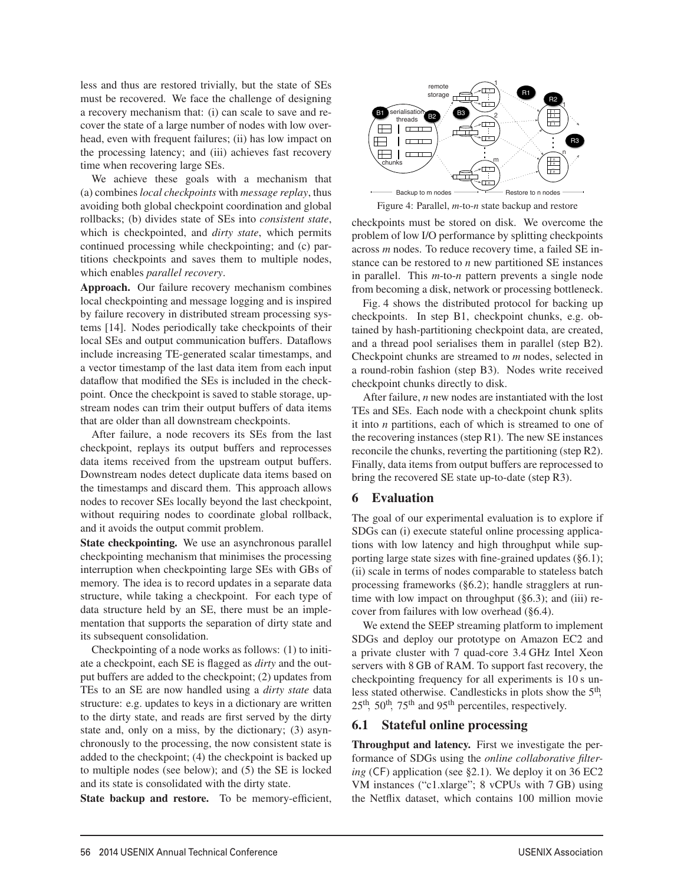less and thus are restored trivially, but the state of SEs must be recovered. We face the challenge of designing a recovery mechanism that: (i) can scale to save and recover the state of a large number of nodes with low overhead, even with frequent failures; (ii) has low impact on the processing latency; and (iii) achieves fast recovery time when recovering large SEs.

We achieve these goals with a mechanism that (a) combines *local checkpoints* with *message replay*, thus avoiding both global checkpoint coordination and global rollbacks; (b) divides state of SEs into *consistent state*, which is checkpointed, and *dirty state*, which permits continued processing while checkpointing; and (c) partitions checkpoints and saves them to multiple nodes, which enables *parallel recovery*.

**Approach.** Our failure recovery mechanism combines local checkpointing and message logging and is inspired by failure recovery in distributed stream processing systems [14]. Nodes periodically take checkpoints of their local SEs and output communication buffers. Dataflows include increasing TE-generated scalar timestamps, and a vector timestamp of the last data item from each input dataflow that modified the SEs is included in the checkpoint. Once the checkpoint is saved to stable storage, upstream nodes can trim their output buffers of data items that are older than all downstream checkpoints.

After failure, a node recovers its SEs from the last checkpoint, replays its output buffers and reprocesses data items received from the upstream output buffers. Downstream nodes detect duplicate data items based on the timestamps and discard them. This approach allows nodes to recover SEs locally beyond the last checkpoint, without requiring nodes to coordinate global rollback, and it avoids the output commit problem.

**State checkpointing.** We use an asynchronous parallel checkpointing mechanism that minimises the processing interruption when checkpointing large SEs with GBs of memory. The idea is to record updates in a separate data structure, while taking a checkpoint. For each type of data structure held by an SE, there must be an implementation that supports the separation of dirty state and its subsequent consolidation.

Checkpointing of a node works as follows: (1) to initiate a checkpoint, each SE is flagged as *dirty* and the output buffers are added to the checkpoint; (2) updates from TEs to an SE are now handled using a *dirty state* data structure: e.g. updates to keys in a dictionary are written to the dirty state, and reads are first served by the dirty state and, only on a miss, by the dictionary; (3) asynchronously to the processing, the now consistent state is added to the checkpoint; (4) the checkpoint is backed up to multiple nodes (see below); and (5) the SE is locked and its state is consolidated with the dirty state.

**State backup and restore.** To be memory-efficient, checkpoints must be stored on disk. We overcome the problem of low I/O performance by splitting checkpoints across *m* nodes. To reduce recovery time, a failed SE instance can be restored to *n* new partitioned SE instances in parallel. This *m*-to-*n* pattern prevents a single node from becoming a disk, network or processing bottleneck.

Figure 4: Parallel, *m*-to-*n* state backup and restore

Fig. 4 shows the distributed protocol for backing up checkpoints. In step B1, checkpoint chunks, e.g. obtained by hash-partitioning checkpoint data, are created, and a thread pool serialises them in parallel (step B2). Checkpoint chunks are streamed to *m* nodes, selected in a round-robin fashion (step B3). Nodes write received checkpoint chunks directly to disk.

After failure, *n* new nodes are instantiated with the lost TEs and SEs. Each node with a checkpoint chunk splits it into *n* partitions, each of which is streamed to one of the recovering instances (step R1). The new SE instances reconcile the chunks, reverting the partitioning (step R2). Finally, data items from output buffers are reprocessed to bring the recovered SE state up-to-date (step R3).

## 6 Evaluation

The goal of our experimental evaluation is to explore if SDGs can (i) execute stateful online processing applications with low latency and high throughput while supporting large state sizes with fine-grained updates (§6.1); (ii) scale in terms of nodes comparable to stateless batch processing frameworks (§6.2); handle stragglers at runtime with low impact on throughput (§6.3); and (iii) recover from failures with low overhead (§6.4).

We extend the SEEP streaming platform to implement SDGs and deploy our prototype on Amazon EC2 and a private cluster with 7 quad-core 3.4 GHz Intel Xeon servers with 8 GB of RAM. To support fast recovery, the checkpointing frequency for all experiments is 10 s unless stated otherwise. Candlesticks in plots show the 5th, 25th, 50th, 75th and 95th percentiles, respectively.

### 6.1 Stateful online processing

**Throughput and latency.** First we investigate the performance of SDGs using the *online collaborative filtering* (CF) application (see §2.1). We deploy it on 36 EC2 VM instances ("c1.xlarge"; 8 vCPUs with 7 GB) using the Netflix dataset, which contains 100 million movie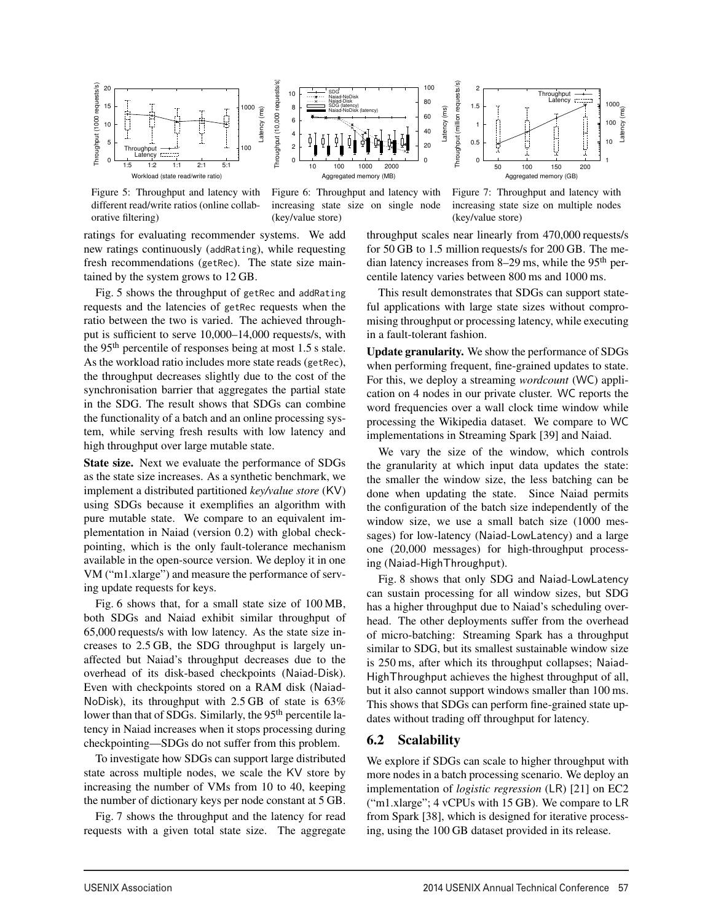Figure 5: Throughput and latency with different read/write ratios (online collaborative filtering)

Figure 6: Throughput and latency with increasing state size on single node (key/value store)

Figure 7: Throughput and latency with increasing state size on multiple nodes (key/value store)

ratings for evaluating recommender systems. We add new ratings continuously (addRating), while requesting fresh recommendations (getRec). The state size maintained by the system grows to 12 GB.

Fig. 5 shows the throughput of getRec and addRating requests and the latencies of getRec requests when the ratio between the two is varied. The achieved throughput is sufficient to serve 10,000–14,000 requests/s, with the 95[th] percentile of responses being at most 1.5 s stale. As the workload ratio includes more state reads (getRec), the throughput decreases slightly due to the cost of the synchronisation barrier that aggregates the partial state in the SDG. The result shows that SDGs can combine the functionality of a batch and an online processing system, while serving fresh results with low latency and high throughput over large mutable state.

**State size.** Next we evaluate the performance of SDGs as the state size increases. As a synthetic benchmark, we implement a distributed partitioned *key/value store* (KV) using SDGs because it exemplifies an algorithm with pure mutable state. We compare to an equivalent implementation in Naiad (version 0.2) with global checkpointing, which is the only fault-tolerance mechanism available in the open-source version. We deploy it in one VM ("m1.xlarge") and measure the performance of serving update requests for keys.

Fig. 6 shows that, for a small state size of 100 MB, both SDGs and Naiad exhibit similar throughput of 65,000 requests/s with low latency. As the state size increases to 2.5 GB, the SDG throughput is largely unaffected but Naiad's throughput decreases due to the overhead of its disk-based checkpoints (Naiad-Disk). Even with checkpoints stored on a RAM disk (Naiad-NoDisk), its throughput with 2.5 GB of state is 63% lower than that of SDGs. Similarly, the 95[th] percentile latency in Naiad increases when it stops processing during checkpointing—SDGs do not suffer from this problem.

To investigate how SDGs can support large distributed state across multiple nodes, we scale the KV store by increasing the number of VMs from 10 to 40, keeping the number of dictionary keys per node constant at 5 GB.

Fig. 7 shows the throughput and the latency for read requests with a given total state size. The aggregate throughput scales near linearly from 470,000 requests/s for 50 GB to 1.5 million requests/s for 200 GB. The median latency increases from 8–29 ms, while the 95[th] percentile latency varies between 800 ms and 1000 ms.

This result demonstrates that SDGs can support stateful applications with large state sizes without compromising throughput or processing latency, while executing in a fault-tolerant fashion.

**Update granularity.** We show the performance of SDGs when performing frequent, fine-grained updates to state. For this, we deploy a streaming *wordcount* (WC) application on 4 nodes in our private cluster. WC reports the word frequencies over a wall clock time window while processing the Wikipedia dataset. We compare to WC implementations in Streaming Spark [39] and Naiad.

We vary the size of the window, which controls the granularity at which input data updates the state: the smaller the window size, the less batching can be done when updating the state. Since Naiad permits the configuration of the batch size independently of the window size, we use a small batch size (1000 messages) for low-latency (Naiad-LowLatency) and a large one (20,000 messages) for high-throughput processing (Naiad-HighThroughput).

Fig. 8 shows that only SDG and Naiad-LowLatency can sustain processing for all window sizes, but SDG has a higher throughput due to Naiad's scheduling overhead. The other deployments suffer from the overhead of micro-batching: Streaming Spark has a throughput similar to SDG, but its smallest sustainable window size is 250 ms, after which its throughput collapses; Naiad-HighThroughput achieves the highest throughput of all, but it also cannot support windows smaller than 100 ms. This shows that SDGs can perform fine-grained state updates without trading off throughput for latency.

## 6.2 Scalability

We explore if SDGs can scale to higher throughput with more nodes in a batch processing scenario. We deploy an implementation of *logistic regression* (LR) [21] on EC2 ("m1.xlarge"; 4 vCPUs with 15 GB). We compare to LR from Spark [38], which is designed for iterative processing, using the 100 GB dataset provided in its release.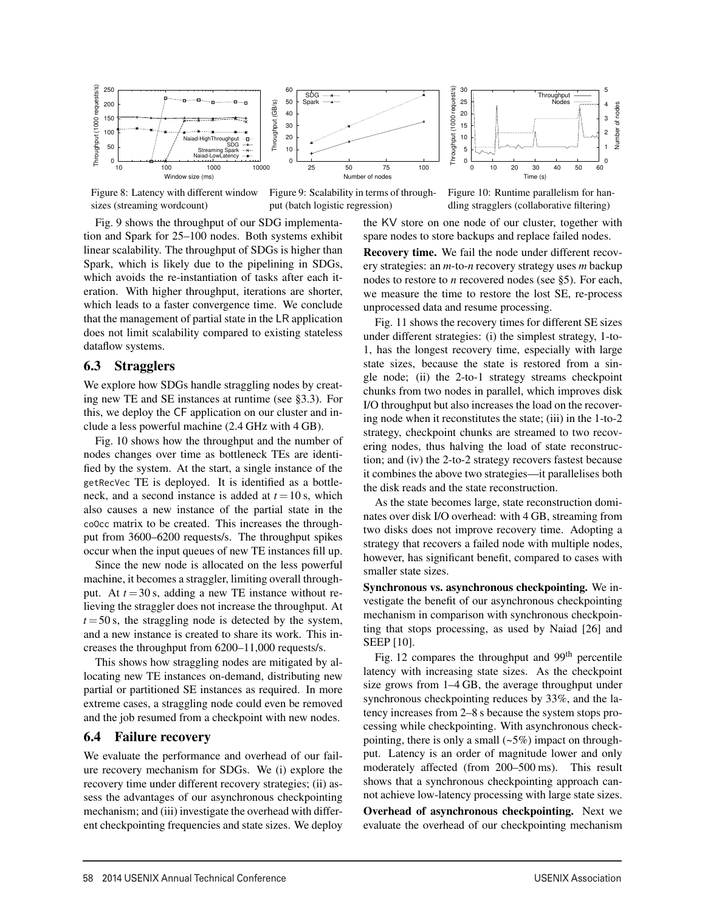Figure 8: Latency with different window sizes (streaming wordcount)

Figure 9: Scalability in terms of throughput (batch logistic regression)

Figure 10: Runtime parallelism for handling stragglers (collaborative filtering)

Fig. 9 shows the throughput of our SDG implementation and Spark for 25–100 nodes. Both systems exhibit linear scalability. The throughput of SDGs is higher than Spark, which is likely due to the pipelining in SDGs, which avoids the re-instantiation of tasks after each iteration. With higher throughput, iterations are shorter, which leads to a faster convergence time. We conclude that the management of partial state in the LR application does not limit scalability compared to existing stateless dataflow systems.

## 6.3 Stragglers

We explore how SDGs handle straggling nodes by creating new TE and SE instances at runtime (see §3.3). For this, we deploy the CF application on our cluster and include a less powerful machine (2.4 GHz with 4 GB).

Fig. 10 shows how the throughput and the number of nodes changes over time as bottleneck TEs are identified by the system. At the start, a single instance of the `getRecVec` TE is deployed. It is identified as a bottleneck, and a second instance is added at $t = 10$ s, which also causes a new instance of the partial state in the `coOcc` matrix to be created. This increases the throughput from 3600–6200 requests/s. The throughput spikes occur when the input queues of new TE instances fill up.

Since the new node is allocated on the less powerful machine, it becomes a straggler, limiting overall throughput. At $t = 30$ s, adding a new TE instance without relieving the straggler does not increase the throughput. At $t = 50$ s, the straggling node is detected by the system, and a new instance is created to share its work. This increases the throughput from 6200–11,000 requests/s.

This shows how straggling nodes are mitigated by allocating new TE instances on-demand, distributing new partial or partitioned SE instances as required. In more extreme cases, a straggling node could even be removed and the job resumed from a checkpoint with new nodes.

## 6.4 Failure recovery

We evaluate the performance and overhead of our failure recovery mechanism for SDGs. We (i) explore the recovery time under different recovery strategies; (ii) assess the advantages of our asynchronous checkpointing mechanism; and (iii) investigate the overhead with different checkpointing frequencies and state sizes. We deploy the KV store on one node of our cluster, together with spare nodes to store backups and replace failed nodes.

**Recovery time.** We fail the node under different recovery strategies: an *m*-to-*n* recovery strategy uses *m* backup nodes to restore to *n* recovered nodes (see §5). For each, we measure the time to restore the lost SE, re-process unprocessed data and resume processing.

Fig. 11 shows the recovery times for different SE sizes under different strategies: (i) the simplest strategy, 1-to-1, has the longest recovery time, especially with large state sizes, because the state is restored from a single node; (ii) the 2-to-1 strategy streams checkpoint chunks from two nodes in parallel, which improves disk I/O throughput but also increases the load on the recovering node when it reconstitutes the state; (iii) in the 1-to-2 strategy, checkpoint chunks are streamed to two recovering nodes, thus halving the load of state reconstruction; and (iv) the 2-to-2 strategy recovers fastest because it combines the above two strategies—it parallelises both the disk reads and the state reconstruction.

As the state becomes large, state reconstruction dominates over disk I/O overhead: with 4 GB, streaming from two disks does not improve recovery time. Adopting a strategy that recovers a failed node with multiple nodes, however, has significant benefit, compared to cases with smaller state sizes.

**Synchronous vs. asynchronous checkpointing.** We investigate the benefit of our asynchronous checkpointing mechanism in comparison with synchronous checkpointing that stops processing, as used by Naiad [26] and SEEP [10].

Fig. 12 compares the throughput and 99th percentile latency with increasing state sizes. As the checkpoint size grows from 1–4 GB, the average throughput under synchronous checkpointing reduces by 33%, and the latency increases from 2–8 s because the system stops processing while checkpointing. With asynchronous checkpointing, there is only a small (~5%) impact on throughput. Latency is an order of magnitude lower and only moderately affected (from 200–500 ms). This result shows that a synchronous checkpointing approach cannot achieve low-latency processing with large state sizes.

**Overhead of asynchronous checkpointing.** Next we evaluate the overhead of our checkpointing mechanism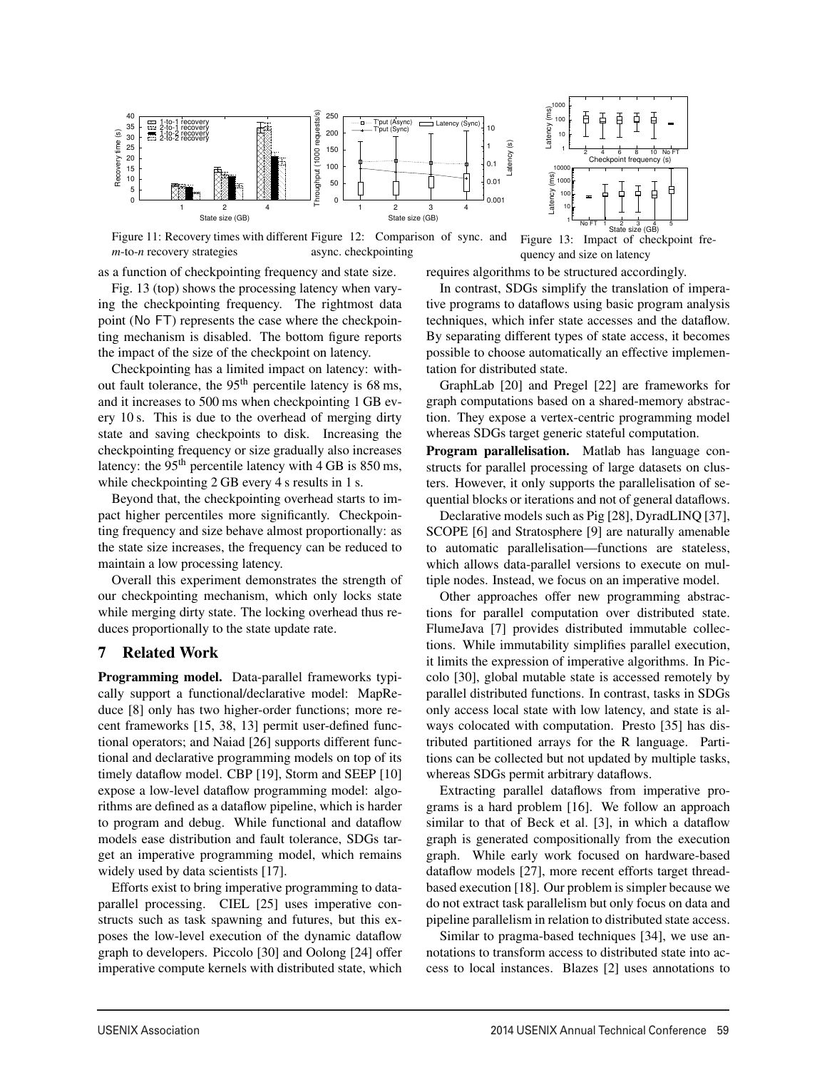Figure 11: Recovery times with different *m*-to-*n* recovery strategies

Figure 12: Comparison of sync. and async. checkpointing

Figure 13: Impact of checkpoint frequency and size on latency

as a function of checkpointing frequency and state size.

Fig. 13 (top) shows the processing latency when varying the checkpointing frequency. The rightmost data point (No FT) represents the case where the checkpointing mechanism is disabled. The bottom figure reports the impact of the size of the checkpoint on latency.

Checkpointing has a limited impact on latency: without fault tolerance, the 95[th] percentile latency is 68 ms, and it increases to 500 ms when checkpointing 1 GB every 10 s. This is due to the overhead of merging dirty state and saving checkpoints to disk. Increasing the checkpointing frequency or size gradually also increases latency: the 95[th] percentile latency with 4 GB is 850 ms, while checkpointing 2 GB every 4 s results in 1 s.

Beyond that, the checkpointing overhead starts to impact higher percentiles more significantly. Checkpointing frequency and size behave almost proportionally: as the state size increases, the frequency can be reduced to maintain a low processing latency.

Overall this experiment demonstrates the strength of our checkpointing mechanism, which only locks state while merging dirty state. The locking overhead thus reduces proportionally to the state update rate.

## 7 Related Work

**Programming model.** Data-parallel frameworks typically support a functional/declarative model: MapReduce [8] only has two higher-order functions; more recent frameworks [15, 38, 13] permit user-defined functional operators; and Naiad [26] supports different functional and declarative programming models on top of its timely dataflow model. CBP [19], Storm and SEEP [10] expose a low-level dataflow programming model: algorithms are defined as a dataflow pipeline, which is harder to program and debug. While functional and dataflow models ease distribution and fault tolerance, SDGs target an imperative programming model, which remains widely used by data scientists [17].

Efforts exist to bring imperative programming to data-parallel processing. CIEL [25] uses imperative constructs such as task spawning and futures, but this exposes the low-level execution of the dynamic dataflow graph to developers. Piccolo [30] and Oolong [24] offer imperative compute kernels with distributed state, which requires algorithms to be structured accordingly.

In contrast, SDGs simplify the translation of imperative programs to dataflows using basic program analysis techniques, which infer state accesses and the dataflow. By separating different types of state access, it becomes possible to choose automatically an effective implementation for distributed state.

GraphLab [20] and Pregel [22] are frameworks for graph computations based on a shared-memory abstraction. They expose a vertex-centric programming model whereas SDGs target generic stateful computation.

**Program parallelisation.** Matlab has language constructs for parallel processing of large datasets on clusters. However, it only supports the parallelisation of sequential blocks or iterations and not of general dataflows.

Declarative models such as Pig [28], DyradLINQ [37], SCOPE [6] and Stratosphere [9] are naturally amenable to automatic parallelisation—functions are stateless, which allows data-parallel versions to execute on multiple nodes. Instead, we focus on an imperative model.

Other approaches offer new programming abstractions for parallel computation over distributed state. FlumeJava [7] provides distributed immutable collections. While immutability simplifies parallel execution, it limits the expression of imperative algorithms. In Piccolo [30], global mutable state is accessed remotely by parallel distributed functions. In contrast, tasks in SDGs only access local state with low latency, and state is always colocated with computation. Presto [35] has distributed partitioned arrays for the R language. Partitions can be collected but not updated by multiple tasks, whereas SDGs permit arbitrary dataflows.

Extracting parallel dataflows from imperative programs is a hard problem [16]. We follow an approach similar to that of Beck et al. [3], in which a dataflow graph is generated compositionally from the execution graph. While early work focused on hardware-based dataflow models [27], more recent efforts target thread-based execution [18]. Our problem is simpler because we do not extract task parallelism but only focus on data and pipeline parallelism in relation to distributed state access.

Similar to pragma-based techniques [34], we use annotations to transform access to distributed state into access to local instances. Blazes [2] uses annotations to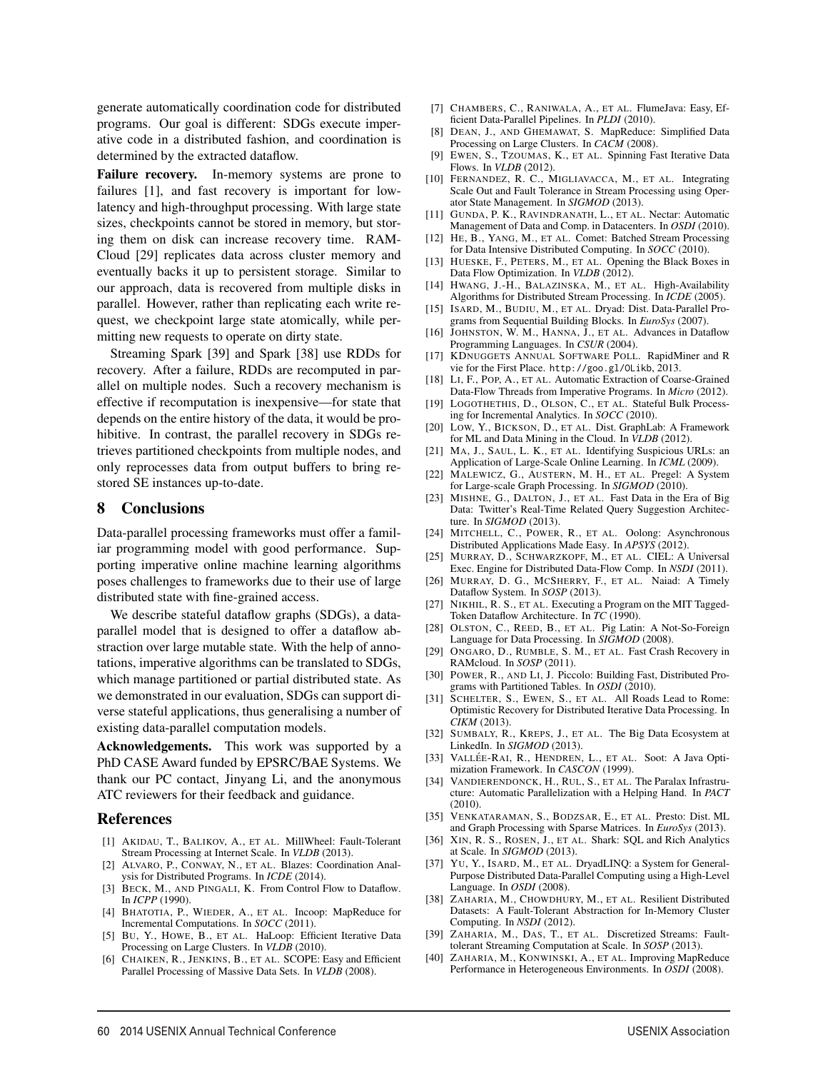generate automatically coordination code for distributed programs. Our goal is different: SDGs execute imperative code in a distributed fashion, and coordination is determined by the extracted dataflow.

**Failure recovery.** In-memory systems are prone to failures [1], and fast recovery is important for low-latency and high-throughput processing. With large state sizes, checkpoints cannot be stored in memory, but storing them on disk can increase recovery time. RAMCloud [29] replicates data across cluster memory and eventually backs it up to persistent storage. Similar to our approach, data is recovered from multiple disks in parallel. However, rather than replicating each write request, we checkpoint large state atomically, while permitting new requests to operate on dirty state.

Streaming Spark [39] and Spark [38] use RDDs for recovery. After a failure, RDDs are recomputed in parallel on multiple nodes. Such a recovery mechanism is effective if recomputation is inexpensive—for state that depends on the entire history of the data, it would be prohibitive. In contrast, the parallel recovery in SDGs retrieves partitioned checkpoints from multiple nodes, and only reprocesses data from output buffers to bring restored SE instances up-to-date.

## 8 Conclusions

Data-parallel processing frameworks must offer a familiar programming model with good performance. Supporting imperative online machine learning algorithms poses challenges to frameworks due to their use of large distributed state with fine-grained access.

We describe stateful dataflow graphs (SDGs), a data-parallel model that is designed to offer a dataflow abstraction over large mutable state. With the help of annotations, imperative algorithms can be translated to SDGs, which manage partitioned or partial distributed state. As we demonstrated in our evaluation, SDGs can support diverse stateful applications, thus generalising a number of existing data-parallel computation models.

**Acknowledgements.** This work was supported by a PhD CASE Award funded by EPSRC/BAE Systems. We thank our PC contact, Jinyang Li, and the anonymous ATC reviewers for their feedback and guidance.

## References

[1] AKIDAU, T., BALIKOV, A., ET AL. MillWheel: Fault-Tolerant Stream Processing at Internet Scale. In *VLDB* (2013).

[2] ALVARO, P., CONWAY, N., ET AL. Blazes: Coordination Analysis for Distributed Programs. In *ICDE* (2014).

[3] BECK, M., AND PINGALI, K. From Control Flow to Dataflow. In *ICPP* (1990).

[4] BHATOTIA, P., WIEDER, A., ET AL. Incoop: MapReduce for Incremental Computations. In *SOCC* (2011).

[5] BU, Y., HOWE, B., ET AL. HaLoop: Efficient Iterative Data Processing on Large Clusters. In *VLDB* (2010).

[6] CHAIKEN, R., JENKINS, B., ET AL. SCOPE: Easy and Efficient Parallel Processing of Massive Data Sets. In *VLDB* (2008).

[7] CHAMBERS, C., RANIWALA, A., ET AL. FlumeJava: Easy, Efficient Data-Parallel Pipelines. In *PLDI* (2010).

[8] DEAN, J., AND GHEMAWAT, S. MapReduce: Simplified Data Processing on Large Clusters. In *CACM* (2008).

[9] EWEN, S., TZOUMAS, K., ET AL. Spinning Fast Iterative Data Flows. In *VLDB* (2012).

[10] FERNANDEZ, R. C., MIGLIAVACCA, M., ET AL. Integrating Scale Out and Fault Tolerance in Stream Processing using Operator State Management. In *SIGMOD* (2013).

[11] GUNDA, P. K., RAVINDRANATH, L., ET AL. Nectar: Automatic Management of Data and Comp. in Datacenters. In *OSDI* (2010).

[12] HE, B., YANG, M., ET AL. Comet: Batched Stream Processing for Data Intensive Distributed Computing. In *SOCC* (2010).

[13] HUESKE, F., PETERS, M., ET AL. Opening the Black Boxes in Data Flow Optimization. In *VLDB* (2012).

[14] HWANG, J.-H., BALAZINSKA, M., ET AL. High-Availability Algorithms for Distributed Stream Processing. In *ICDE* (2005).

[15] ISARD, M., BUDIU, M., ET AL. Dryad: Dist. Data-Parallel Programs from Sequential Building Blocks. In *EuroSys* (2007).

[16] JOHNSTON, W. M., HANNA, J., ET AL. Advances in Dataflow Programming Languages. In *CSUR* (2004).

[17] KDNUGGETS ANNUAL SOFTWARE POLL. RapidMiner and R vie for the First Place. http://goo.gl/OLikb, 2013.

[18] LI, F., POP, A., ET AL. Automatic Extraction of Coarse-Grained Data-Flow Threads from Imperative Programs. In *Micro* (2012).

[19] LOGOTHETHIS, D., OLSON, C., ET AL. Stateful Bulk Processing for Incremental Analytics. In *SOCC* (2010).

[20] LOW, Y., BICKSON, D., ET AL. Dist. GraphLab: A Framework for ML and Data Mining in the Cloud. In *VLDB* (2012).

[21] MA, J., SAUL, L. K., ET AL. Identifying Suspicious URLs: an Application of Large-Scale Online Learning. In *ICML* (2009).

[22] MALEWICZ, G., AUSTERN, M. H., ET AL. Pregel: A System for Large-scale Graph Processing. In *SIGMOD* (2010).

[23] MISHNE, G., DALTON, J., ET AL. Fast Data in the Era of Big Data: Twitter's Real-Time Related Query Suggestion Architecture. In *SIGMOD* (2013).

[24] MITCHELL, C., POWER, R., ET AL. Oolong: Asynchronous Distributed Applications Made Easy. In *APSYS* (2012).

[25] MURRAY, D., SCHWARZKOPF, M., ET AL. CIEL: A Universal Exec. Engine for Distributed Data-Flow Comp. In *NSDI* (2011).

[26] MURRAY, D. G., MCSHERRY, F., ET AL. Naiad: A Timely Dataflow System. In *SOSP* (2013).

[27] NIKHIL, R. S., ET AL. Executing a Program on the MIT Tagged-Token Dataflow Architecture. In *TC* (1990).

[28] OLSTON, C., REED, B., ET AL. Pig Latin: A Not-So-Foreign Language for Data Processing. In *SIGMOD* (2008).

[29] ONGARO, D., RUMBLE, S. M., ET AL. Fast Crash Recovery in RAMcloud. In *SOSP* (2011).

[30] POWER, R., AND LI, J. Piccolo: Building Fast, Distributed Programs with Partitioned Tables. In *OSDI* (2010).

[31] SCHELTER, S., EWEN, S., ET AL. All Roads Lead to Rome: Optimistic Recovery for Distributed Iterative Data Processing. In *CIKM* (2013).

[32] SUMBALY, R., KREPS, J., ET AL. The Big Data Ecosystem at LinkedIn. In *SIGMOD* (2013).

[33] VALLÉE-RAI, R., HENDREN, L., ET AL. Soot: A Java Optimization Framework. In *CASCON* (1999).

[34] VANDIERENDONCK, H., RUL, S., ET AL. The Paralax Infrastructure: Automatic Parallelization with a Helping Hand. In *PACT* (2010).

[35] VENKATARAMAN, S., BODZSAR, E., ET AL. Presto: Dist. ML and Graph Processing with Sparse Matrices. In *EuroSys* (2013).

[36] XIN, R. S., ROSEN, J., ET AL. Shark: SQL and Rich Analytics at Scale. In *SIGMOD* (2013).

[37] YU, Y., ISARD, M., ET AL. DryadLINQ: a System for General-Purpose Distributed Data-Parallel Computing using a High-Level Language. In *OSDI* (2008).

[38] ZAHARIA, M., CHOWDHURY, M., ET AL. Resilient Distributed Datasets: A Fault-Tolerant Abstraction for In-Memory Cluster Computing. In *NSDI* (2012).

[39] ZAHARIA, M., DAS, T., ET AL. Discretized Streams: Fault-tolerant Streaming Computation at Scale. In *SOSP* (2013).

[40] ZAHARIA, M., KONWINSKI, A., ET AL. Improving MapReduce Performance in Heterogeneous Environments. In *OSDI* (2008).